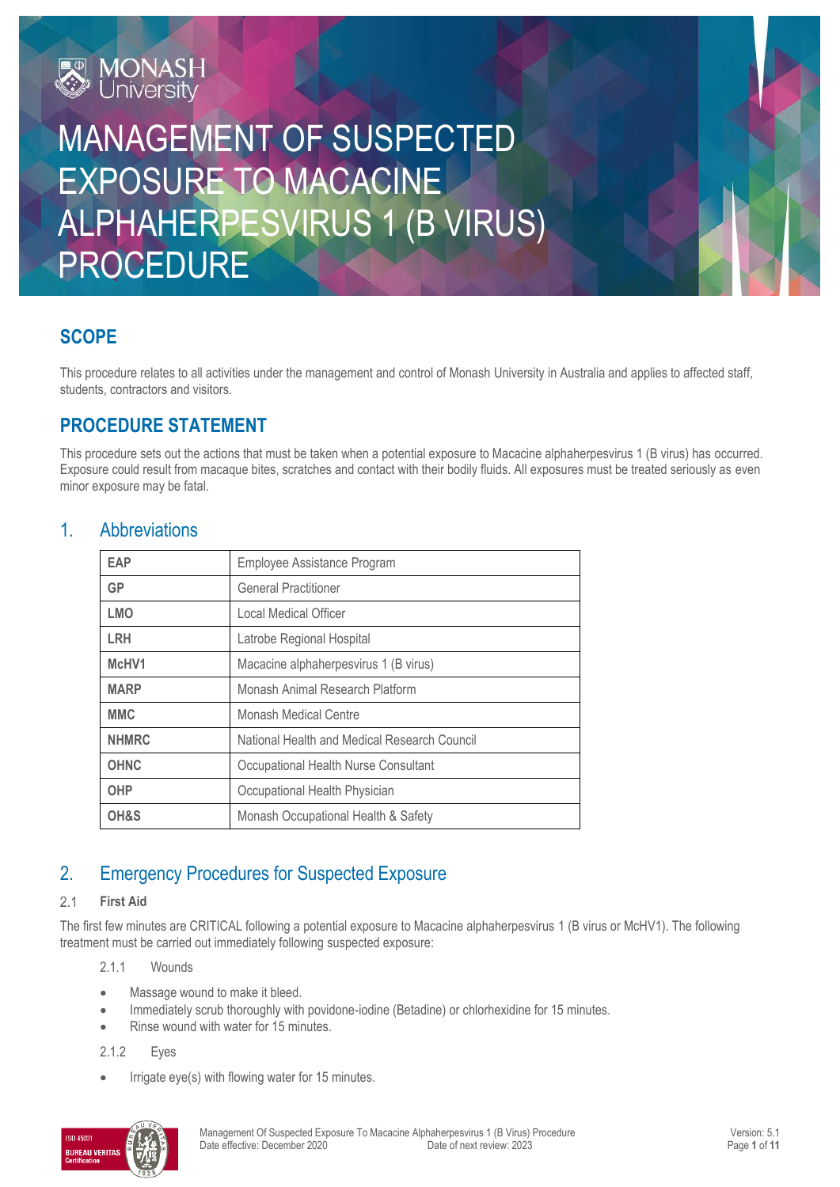# MANAGEMENT OF SUSPECTED EXPOSURE TO MACACINE ALPHAHERPESVIRUS 1 (B VIRUS) PROCEDURE

## SCOPE

This procedure relates to all activities under the management and control of Monash University in Australia and applies to affected staff, students, contractors and visitors.

## PROCEDURE STATEMENT

This procedure sets out the actions that must be taken when a potential exposure to Macacine alphaherpesvirus 1 (B virus) has occurred. Exposure could result from macaque bites, scratches and contact with their bodily fluids. All exposures must be treated seriously as even minor exposure may be fatal.

## 1. Abbreviations

| | |
|---|---|
| **EAP** | Employee Assistance Program |
| **GP** | General Practitioner |
| **LMO** | Local Medical Officer |
| **LRH** | Latrobe Regional Hospital |
| **McHV1** | Macacine alphaherpesvirus 1 (B virus) |
| **MARP** | Monash Animal Research Platform |
| **MMC** | Monash Medical Centre |
| **NHMRC** | National Health and Medical Research Council |
| **OHNC** | Occupational Health Nurse Consultant |
| **OHP** | Occupational Health Physician |
| **OH&S** | Monash Occupational Health & Safety |

## 2. Emergency Procedures for Suspected Exposure

### 2.1 First Aid

The first few minutes are CRITICAL following a potential exposure to Macacine alphaherpesvirus 1 (B virus or McHV1). The following treatment must be carried out immediately following suspected exposure:

2.1.1 Wounds

- Massage wound to make it bleed.
- Immediately scrub thoroughly with povidone-iodine (Betadine) or chlorhexidine for 15 minutes.
- Rinse wound with water for 15 minutes.

2.1.2 Eyes

- Irrigate eye(s) with flowing water for 15 minutes.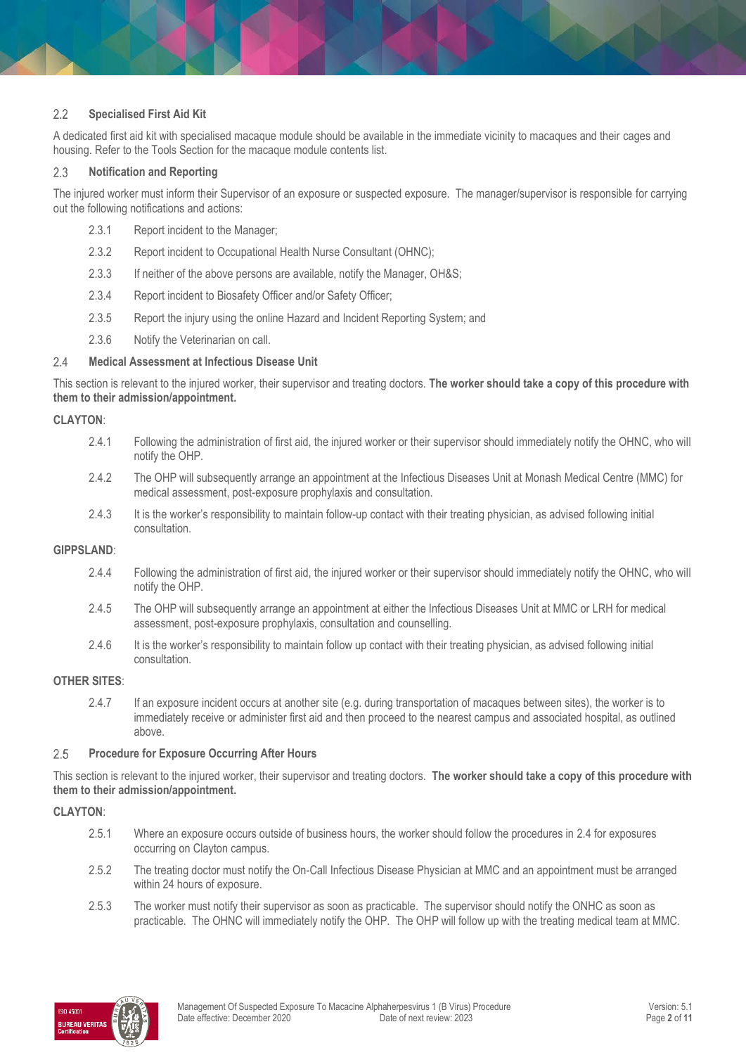## 2.2 Specialised First Aid Kit

A dedicated first aid kit with specialised macaque module should be available in the immediate vicinity to macaques and their cages and housing. Refer to the Tools Section for the macaque module contents list.

## 2.3 Notification and Reporting

The injured worker must inform their Supervisor of an exposure or suspected exposure. The manager/supervisor is responsible for carrying out the following notifications and actions:

2.3.1 Report incident to the Manager;

2.3.2 Report incident to Occupational Health Nurse Consultant (OHNC);

2.3.3 If neither of the above persons are available, notify the Manager, OH&S;

2.3.4 Report incident to Biosafety Officer and/or Safety Officer;

2.3.5 Report the injury using the online Hazard and Incident Reporting System; and

2.3.6 Notify the Veterinarian on call.

## 2.4 Medical Assessment at Infectious Disease Unit

This section is relevant to the injured worker, their supervisor and treating doctors. **The worker should take a copy of this procedure with them to their admission/appointment.**

**CLAYTON**:

2.4.1 Following the administration of first aid, the injured worker or their supervisor should immediately notify the OHNC, who will notify the OHP.

2.4.2 The OHP will subsequently arrange an appointment at the Infectious Diseases Unit at Monash Medical Centre (MMC) for medical assessment, post-exposure prophylaxis and consultation.

2.4.3 It is the worker's responsibility to maintain follow-up contact with their treating physician, as advised following initial consultation.

**GIPPSLAND**:

2.4.4 Following the administration of first aid, the injured worker or their supervisor should immediately notify the OHNC, who will notify the OHP.

2.4.5 The OHP will subsequently arrange an appointment at either the Infectious Diseases Unit at MMC or LRH for medical assessment, post-exposure prophylaxis, consultation and counselling.

2.4.6 It is the worker's responsibility to maintain follow up contact with their treating physician, as advised following initial consultation.

**OTHER SITES**:

2.4.7 If an exposure incident occurs at another site (e.g. during transportation of macaques between sites), the worker is to immediately receive or administer first aid and then proceed to the nearest campus and associated hospital, as outlined above.

## 2.5 Procedure for Exposure Occurring After Hours

This section is relevant to the injured worker, their supervisor and treating doctors. **The worker should take a copy of this procedure with them to their admission/appointment.**

**CLAYTON**:

2.5.1 Where an exposure occurs outside of business hours, the worker should follow the procedures in 2.4 for exposures occurring on Clayton campus.

2.5.2 The treating doctor must notify the On-Call Infectious Disease Physician at MMC and an appointment must be arranged within 24 hours of exposure.

2.5.3 The worker must notify their supervisor as soon as practicable. The supervisor should notify the ONHC as soon as practicable. The OHNC will immediately notify the OHP. The OHP will follow up with the treating medical team at MMC.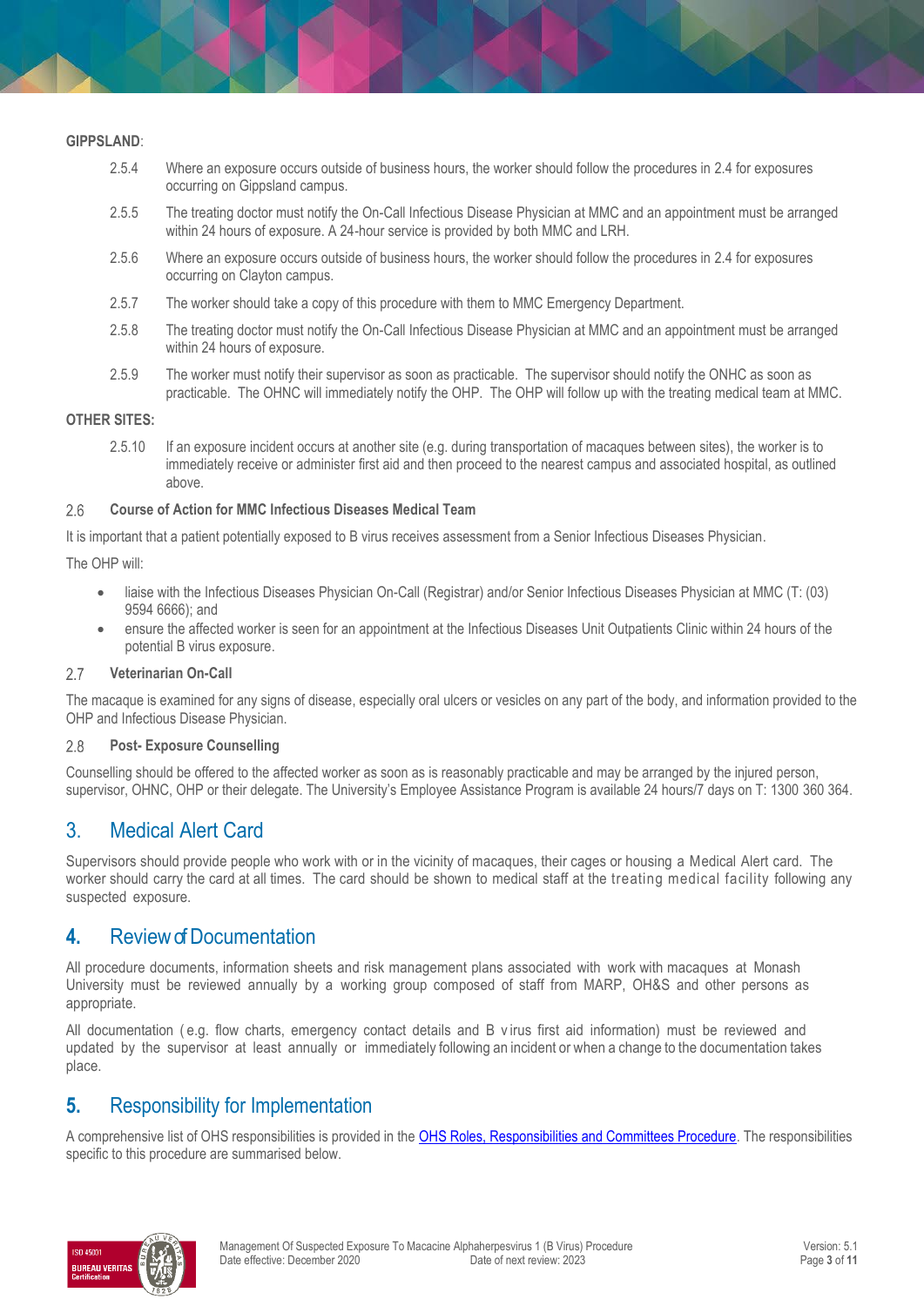**GIPPSLAND**:

2.5.4 Where an exposure occurs outside of business hours, the worker should follow the procedures in 2.4 for exposures occurring on Gippsland campus.

2.5.5 The treating doctor must notify the On-Call Infectious Disease Physician at MMC and an appointment must be arranged within 24 hours of exposure. A 24-hour service is provided by both MMC and LRH.

2.5.6 Where an exposure occurs outside of business hours, the worker should follow the procedures in 2.4 for exposures occurring on Clayton campus.

2.5.7 The worker should take a copy of this procedure with them to MMC Emergency Department.

2.5.8 The treating doctor must notify the On-Call Infectious Disease Physician at MMC and an appointment must be arranged within 24 hours of exposure.

2.5.9 The worker must notify their supervisor as soon as practicable. The supervisor should notify the ONHC as soon as practicable. The OHNC will immediately notify the OHP. The OHP will follow up with the treating medical team at MMC.

**OTHER SITES:**

2.5.10 If an exposure incident occurs at another site (e.g. during transportation of macaques between sites), the worker is to immediately receive or administer first aid and then proceed to the nearest campus and associated hospital, as outlined above.

### 2.6 Course of Action for MMC Infectious Diseases Medical Team

It is important that a patient potentially exposed to B virus receives assessment from a Senior Infectious Diseases Physician.

The OHP will:

- liaise with the Infectious Diseases Physician On-Call (Registrar) and/or Senior Infectious Diseases Physician at MMC (T: (03) 9594 6666); and
- ensure the affected worker is seen for an appointment at the Infectious Diseases Unit Outpatients Clinic within 24 hours of the potential B virus exposure.

### 2.7 Veterinarian On-Call

The macaque is examined for any signs of disease, especially oral ulcers or vesicles on any part of the body, and information provided to the OHP and Infectious Disease Physician.

### 2.8 Post- Exposure Counselling

Counselling should be offered to the affected worker as soon as is reasonably practicable and may be arranged by the injured person, supervisor, OHNC, OHP or their delegate. The University's Employee Assistance Program is available 24 hours/7 days on T: 1300 360 364.

## 3. Medical Alert Card

Supervisors should provide people who work with or in the vicinity of macaques, their cages or housing a Medical Alert card. The worker should carry the card at all times. The card should be shown to medical staff at the treating medical facility following any suspected exposure.

## 4. Review of Documentation

All procedure documents, information sheets and risk management plans associated with work with macaques at Monash University must be reviewed annually by a working group composed of staff from MARP, OH&S and other persons as appropriate.

All documentation (e.g. flow charts, emergency contact details and B virus first aid information) must be reviewed and updated by the supervisor at least annually or immediately following an incident or when a change to the documentation takes place.

## 5. Responsibility for Implementation

A comprehensive list of OHS responsibilities is provided in the [OHS Roles, Responsibilities and Committees Procedure](). The responsibilities specific to this procedure are summarised below.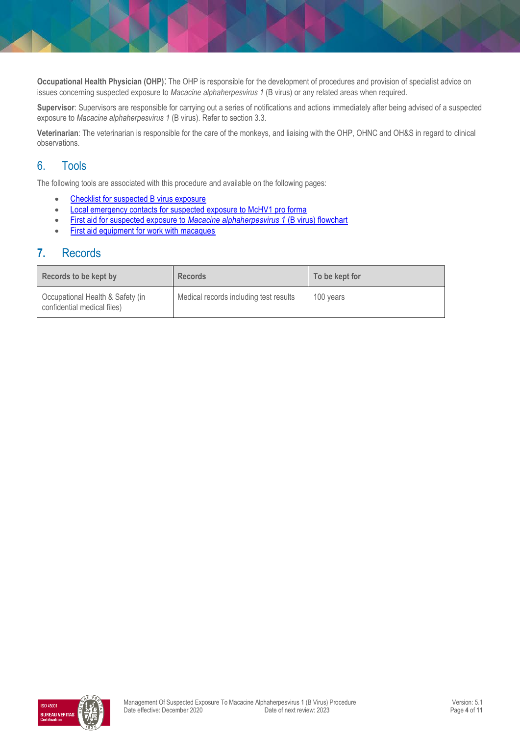**Occupational Health Physician (OHP)**: The OHP is responsible for the development of procedures and provision of specialist advice on issues concerning suspected exposure to *Macacine alphaherpesvirus 1* (B virus) or any related areas when required.

**Supervisor**: Supervisors are responsible for carrying out a series of notifications and actions immediately after being advised of a suspected exposure to *Macacine alphaherpesvirus 1* (B virus). Refer to section 3.3.

**Veterinarian**: The veterinarian is responsible for the care of the monkeys, and liaising with the OHP, OHNC and OH&S in regard to clinical observations.

## 6. Tools

The following tools are associated with this procedure and available on the following pages:

- Checklist for suspected B virus exposure
- Local emergency contacts for suspected exposure to McHV1 pro forma
- First aid for suspected exposure to *Macacine alphaherpesvirus 1* (B virus) flowchart
- First aid equipment for work with macaques

## 7. Records

| Records to be kept by | Records | To be kept for |
| --- | --- | --- |
| Occupational Health & Safety (in confidential medical files) | Medical records including test results | 100 years |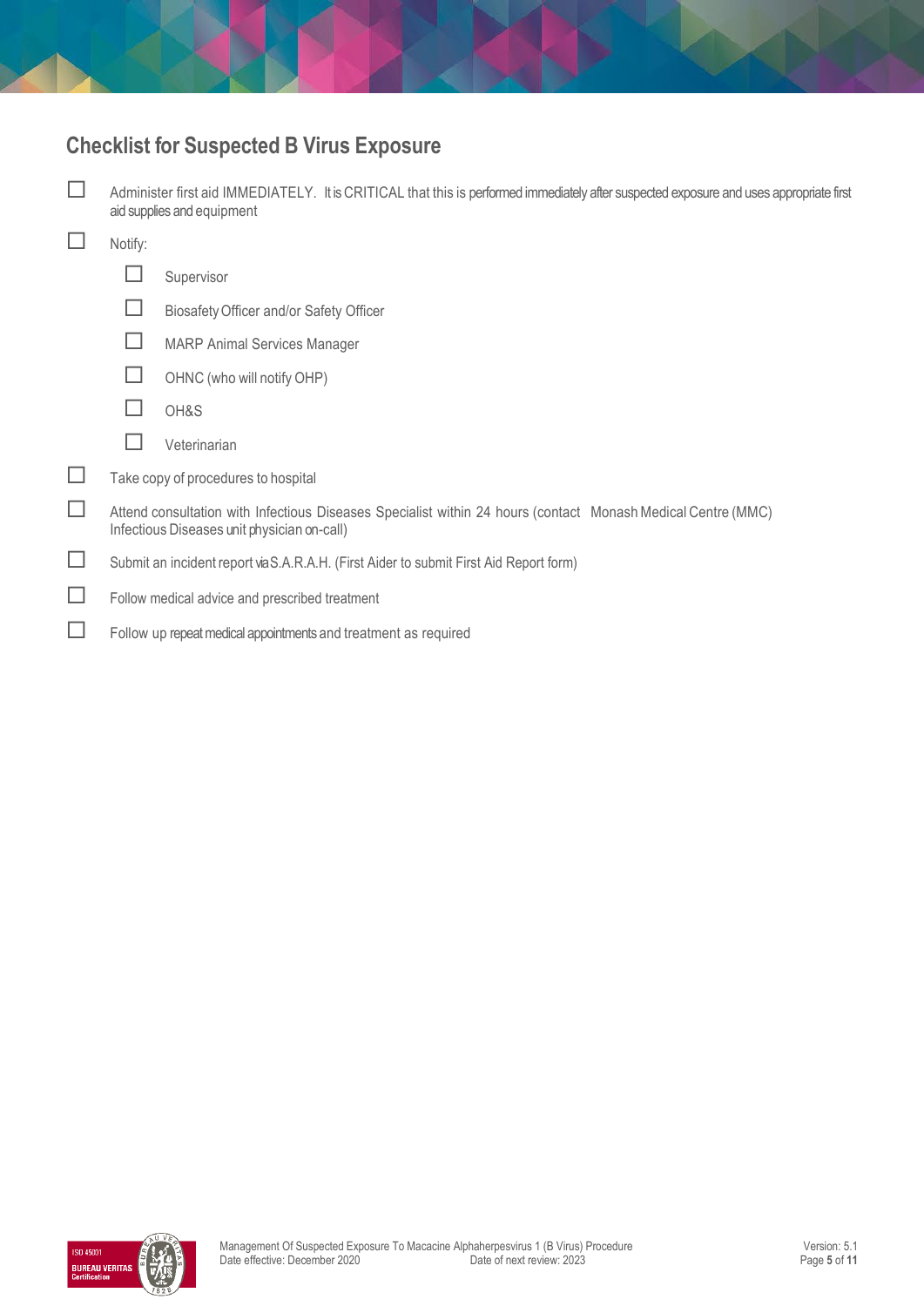## Checklist for Suspected B Virus Exposure

- [ ] Administer first aid IMMEDIATELY. It is CRITICAL that this is performed immediately after suspected exposure and uses appropriate first aid supplies and equipment
- [ ] Notify:
  - [ ] Supervisor
  - [ ] Biosafety Officer and/or Safety Officer
  - [ ] MARP Animal Services Manager
  - [ ] OHNC (who will notify OHP)
  - [ ] OH&S
  - [ ] Veterinarian
- [ ] Take copy of procedures to hospital
- [ ] Attend consultation with Infectious Diseases Specialist within 24 hours (contact Monash Medical Centre (MMC) Infectious Diseases unit physician on-call)
- [ ] Submit an incident report via S.A.R.A.H. (First Aider to submit First Aid Report form)
- [ ] Follow medical advice and prescribed treatment
- [ ] Follow up repeat medical appointments and treatment as required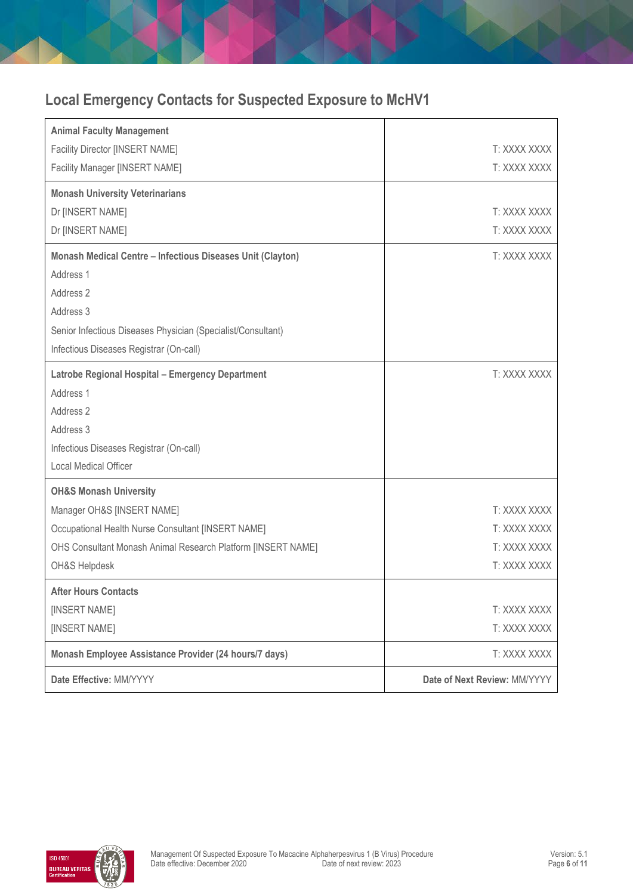## Local Emergency Contacts for Suspected Exposure to McHV1

| | |
|---|---|
| **Animal Faculty Management**<br>Facility Director [INSERT NAME]<br>Facility Manager [INSERT NAME] | <br>T: XXXX XXXX<br>T: XXXX XXXX |
| **Monash University Veterinarians**<br>Dr [INSERT NAME]<br>Dr [INSERT NAME] | <br>T: XXXX XXXX<br>T: XXXX XXXX |
| **Monash Medical Centre – Infectious Diseases Unit (Clayton)**<br>Address 1<br>Address 2<br>Address 3<br>Senior Infectious Diseases Physician (Specialist/Consultant)<br>Infectious Diseases Registrar (On-call) | T: XXXX XXXX |
| **Latrobe Regional Hospital – Emergency Department**<br>Address 1<br>Address 2<br>Address 3<br>Infectious Diseases Registrar (On-call)<br>Local Medical Officer | T: XXXX XXXX |
| **OH&S Monash University**<br>Manager OH&S [INSERT NAME]<br>Occupational Health Nurse Consultant [INSERT NAME]<br>OHS Consultant Monash Animal Research Platform [INSERT NAME]<br>OH&S Helpdesk | <br>T: XXXX XXXX<br>T: XXXX XXXX<br>T: XXXX XXXX<br>T: XXXX XXXX |
| **After Hours Contacts**<br>[INSERT NAME]<br>[INSERT NAME] | <br>T: XXXX XXXX<br>T: XXXX XXXX |
| **Monash Employee Assistance Provider (24 hours/7 days)** | T: XXXX XXXX |
| **Date Effective:** MM/YYYY | **Date of Next Review:** MM/YYYY |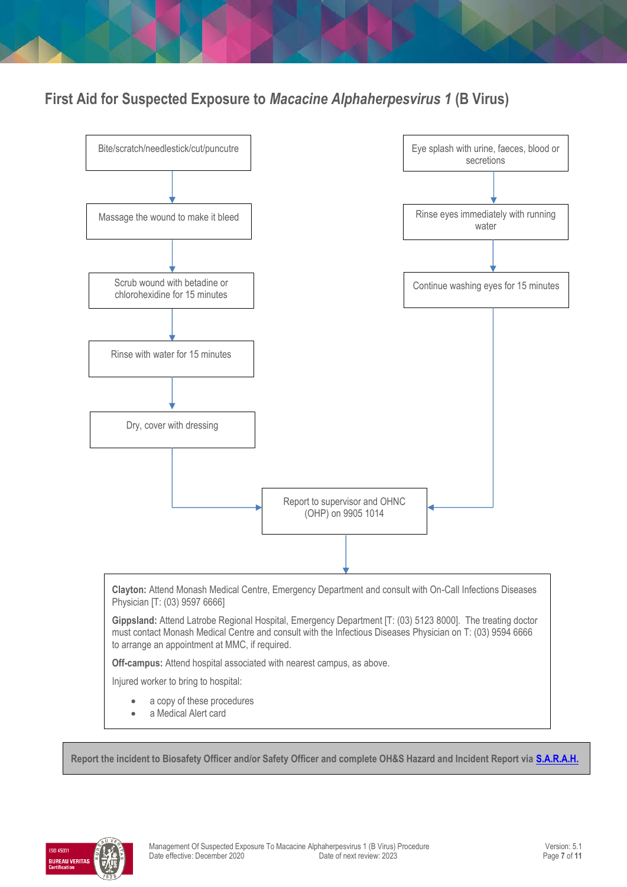## First Aid for Suspected Exposure to *Macacine Alphaherpesvirus 1* (B Virus)

**Bite/scratch/needlestick/cut/puncutre**

1. Massage the wound to make it bleed
2. Scrub wound with betadine or chlorohexidine for 15 minutes
3. Rinse with water for 15 minutes
4. Dry, cover with dressing
5. Report to supervisor and OHNC (OHP) on 9905 1014

**Eye splash with urine, faeces, blood or secretions**

1. Rinse eyes immediately with running water
2. Continue washing eyes for 15 minutes
3. Report to supervisor and OHNC (OHP) on 9905 1014

**Clayton:** Attend Monash Medical Centre, Emergency Department and consult with On-Call Infections Diseases Physician [T: (03) 9597 6666]

**Gippsland:** Attend Latrobe Regional Hospital, Emergency Department [T: (03) 5123 8000]. The treating doctor must contact Monash Medical Centre and consult with the Infectious Diseases Physician on T: (03) 9594 6666 to arrange an appointment at MMC, if required.

**Off-campus:** Attend hospital associated with nearest campus, as above.

Injured worker to bring to hospital:

- a copy of these procedures
- a Medical Alert card

**Report the incident to Biosafety Officer and/or Safety Officer and complete OH&S Hazard and Incident Report via S.A.R.A.H.**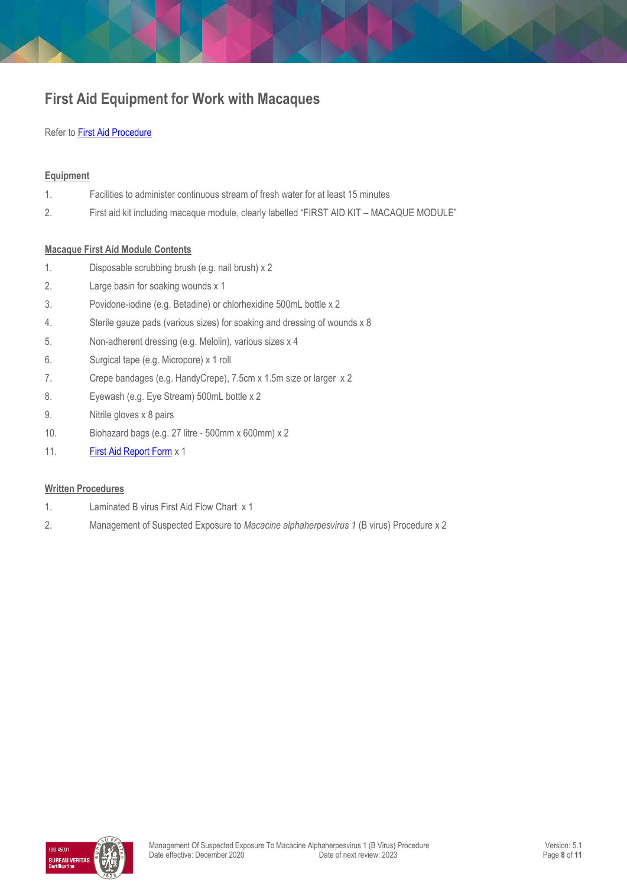## First Aid Equipment for Work with Macaques

Refer to First Aid Procedure

**Equipment**

1. Facilities to administer continuous stream of fresh water for at least 15 minutes
2. First aid kit including macaque module, clearly labelled "FIRST AID KIT – MACAQUE MODULE"

**Macaque First Aid Module Contents**

1. Disposable scrubbing brush (e.g. nail brush) x 2
2. Large basin for soaking wounds x 1
3. Povidone-iodine (e.g. Betadine) or chlorhexidine 500mL bottle x 2
4. Sterile gauze pads (various sizes) for soaking and dressing of wounds x 8
5. Non-adherent dressing (e.g. Melolin), various sizes x 4
6. Surgical tape (e.g. Micropore) x 1 roll
7. Crepe bandages (e.g. HandyCrepe), 7.5cm x 1.5m size or larger x 2
8. Eyewash (e.g. Eye Stream) 500mL bottle x 2
9. Nitrile gloves x 8 pairs
10. Biohazard bags (e.g. 27 litre - 500mm x 600mm) x 2
11. First Aid Report Form x 1

**Written Procedures**

1. Laminated B virus First Aid Flow Chart x 1
2. Management of Suspected Exposure to *Macacine alphaherpesvirus 1* (B virus) Procedure x 2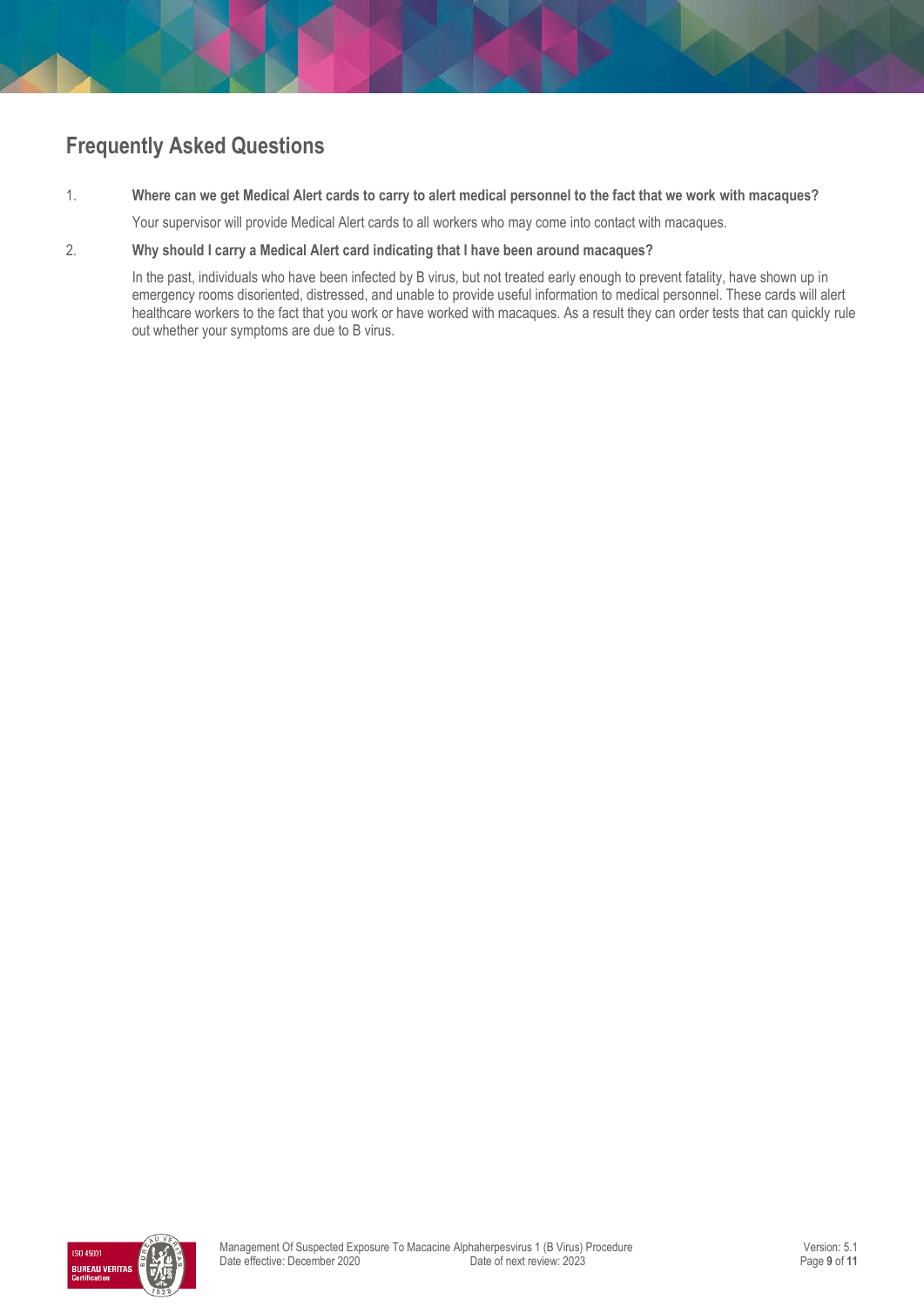## Frequently Asked Questions

1. **Where can we get Medical Alert cards to carry to alert medical personnel to the fact that we work with macaques?**

   Your supervisor will provide Medical Alert cards to all workers who may come into contact with macaques.

2. **Why should I carry a Medical Alert card indicating that I have been around macaques?**

   In the past, individuals who have been infected by B virus, but not treated early enough to prevent fatality, have shown up in emergency rooms disoriented, distressed, and unable to provide useful information to medical personnel. These cards will alert healthcare workers to the fact that you work or have worked with macaques. As a result they can order tests that can quickly rule out whether your symptoms are due to B virus.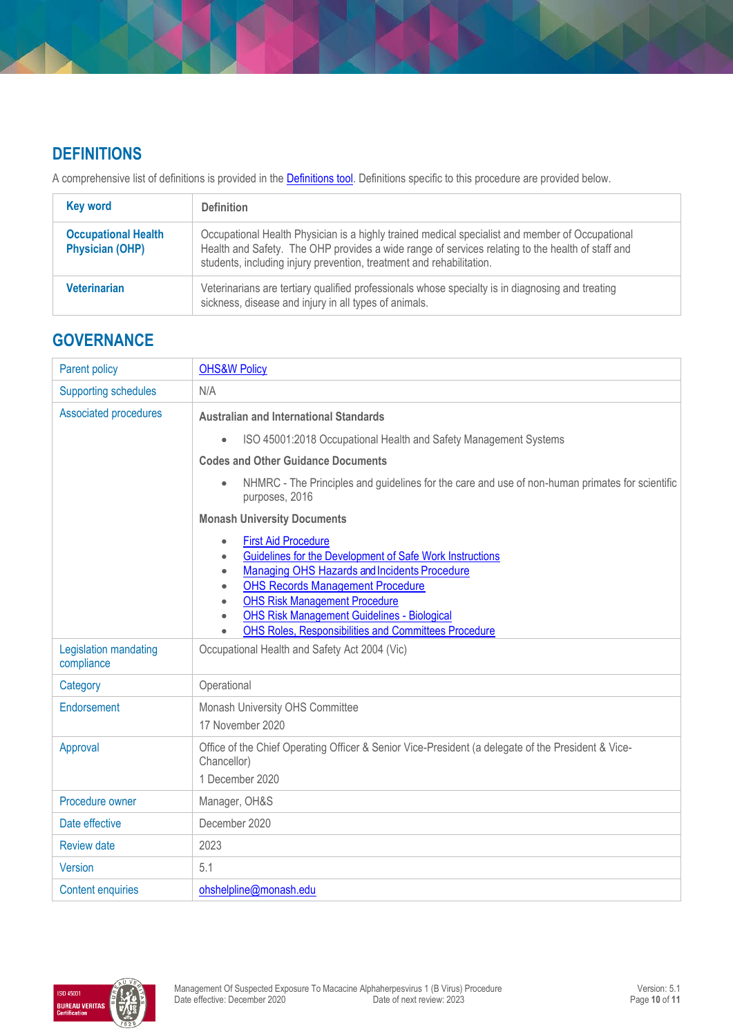## DEFINITIONS

A comprehensive list of definitions is provided in the Definitions tool. Definitions specific to this procedure are provided below.

| Key word | Definition |
|---|---|
| **Occupational Health Physician (OHP)** | Occupational Health Physician is a highly trained medical specialist and member of Occupational Health and Safety. The OHP provides a wide range of services relating to the health of staff and students, including injury prevention, treatment and rehabilitation. |
| **Veterinarian** | Veterinarians are tertiary qualified professionals whose specialty is in diagnosing and treating sickness, disease and injury in all types of animals. |

## GOVERNANCE

| | |
|---|---|
| Parent policy | OHS&W Policy |
| Supporting schedules | N/A |
| Associated procedures | **Australian and International Standards**<br>• ISO 45001:2018 Occupational Health and Safety Management Systems<br>**Codes and Other Guidance Documents**<br>• NHMRC - The Principles and guidelines for the care and use of non-human primates for scientific purposes, 2016<br>**Monash University Documents**<br>• First Aid Procedure<br>• Guidelines for the Development of Safe Work Instructions<br>• Managing OHS Hazards and Incidents Procedure<br>• OHS Records Management Procedure<br>• OHS Risk Management Procedure<br>• OHS Risk Management Guidelines - Biological<br>• OHS Roles, Responsibilities and Committees Procedure |
| Legislation mandating compliance | Occupational Health and Safety Act 2004 (Vic) |
| Category | Operational |
| Endorsement | Monash University OHS Committee<br>17 November 2020 |
| Approval | Office of the Chief Operating Officer & Senior Vice-President (a delegate of the President & Vice-Chancellor)<br>1 December 2020 |
| Procedure owner | Manager, OH&S |
| Date effective | December 2020 |
| Review date | 2023 |
| Version | 5.1 |
| Content enquiries | ohshelpline@monash.edu |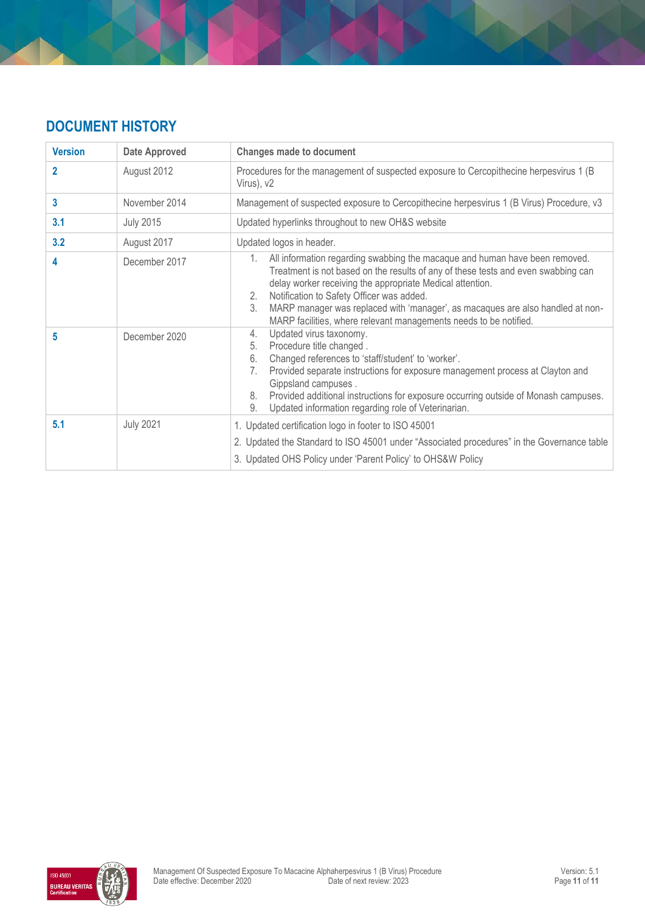## DOCUMENT HISTORY

| Version | Date Approved | Changes made to document |
|---|---|---|
| 2 | August 2012 | Procedures for the management of suspected exposure to Cercopithecine herpesvirus 1 (B Virus), v2 |
| 3 | November 2014 | Management of suspected exposure to Cercopithecine herpesvirus 1 (B Virus) Procedure, v3 |
| 3.1 | July 2015 | Updated hyperlinks throughout to new OH&S website |
| 3.2 | August 2017 | Updated logos in header. |
| 4 | December 2017 | 1. All information regarding swabbing the macaque and human have been removed. Treatment is not based on the results of any of these tests and even swabbing can delay worker receiving the appropriate Medical attention.<br>2. Notification to Safety Officer was added.<br>3. MARP manager was replaced with 'manager', as macaques are also handled at non-MARP facilities, where relevant managements needs to be notified. |
| 5 | December 2020 | 4. Updated virus taxonomy.<br>5. Procedure title changed .<br>6. Changed references to 'staff/student' to 'worker'.<br>7. Provided separate instructions for exposure management process at Clayton and Gippsland campuses .<br>8. Provided additional instructions for exposure occurring outside of Monash campuses.<br>9. Updated information regarding role of Veterinarian. |
| 5.1 | July 2021 | 1. Updated certification logo in footer to ISO 45001<br>2. Updated the Standard to ISO 45001 under "Associated procedures" in the Governance table<br>3. Updated OHS Policy under 'Parent Policy' to OHS&W Policy |